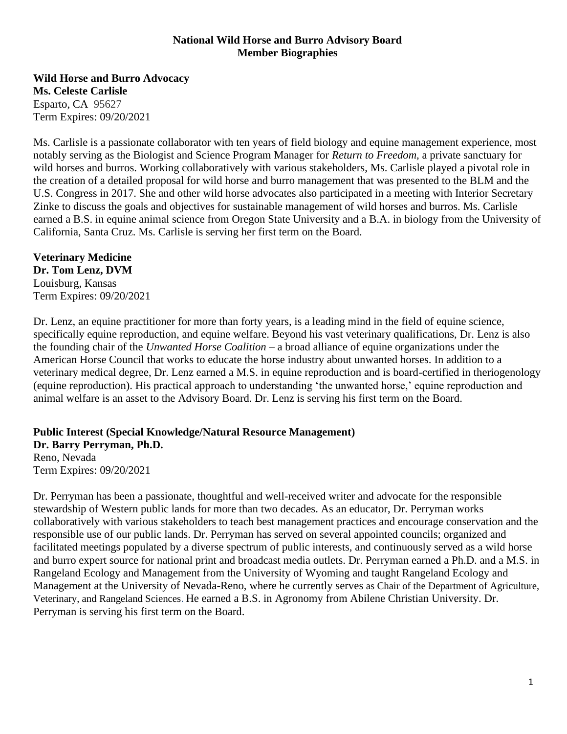# National Wild Horse and Burro Advisory Board
## Member Biographies

**Wild Horse and Burro Advocacy**
**Ms. Celeste Carlisle**
Esparto, CA 95627
Term Expires: 09/20/2021

Ms. Carlisle is a passionate collaborator with ten years of field biology and equine management experience, most notably serving as the Biologist and Science Program Manager for *Return to Freedom,* a private sanctuary for wild horses and burros. Working collaboratively with various stakeholders, Ms. Carlisle played a pivotal role in the creation of a detailed proposal for wild horse and burro management that was presented to the BLM and the U.S. Congress in 2017. She and other wild horse advocates also participated in a meeting with Interior Secretary Zinke to discuss the goals and objectives for sustainable management of wild horses and burros. Ms. Carlisle earned a B.S. in equine animal science from Oregon State University and a B.A. in biology from the University of California, Santa Cruz. Ms. Carlisle is serving her first term on the Board.

**Veterinary Medicine**
**Dr. Tom Lenz, DVM**
Louisburg, Kansas
Term Expires: 09/20/2021

Dr. Lenz, an equine practitioner for more than forty years, is a leading mind in the field of equine science, specifically equine reproduction, and equine welfare. Beyond his vast veterinary qualifications, Dr. Lenz is also the founding chair of the *Unwanted Horse Coalition* – a broad alliance of equine organizations under the American Horse Council that works to educate the horse industry about unwanted horses. In addition to a veterinary medical degree, Dr. Lenz earned a M.S. in equine reproduction and is board-certified in theriogenology (equine reproduction). His practical approach to understanding 'the unwanted horse,' equine reproduction and animal welfare is an asset to the Advisory Board. Dr. Lenz is serving his first term on the Board.

**Public Interest (Special Knowledge/Natural Resource Management)**
**Dr. Barry Perryman, Ph.D.**
Reno, Nevada
Term Expires: 09/20/2021

Dr. Perryman has been a passionate, thoughtful and well-received writer and advocate for the responsible stewardship of Western public lands for more than two decades. As an educator, Dr. Perryman works collaboratively with various stakeholders to teach best management practices and encourage conservation and the responsible use of our public lands. Dr. Perryman has served on several appointed councils; organized and facilitated meetings populated by a diverse spectrum of public interests, and continuously served as a wild horse and burro expert source for national print and broadcast media outlets. Dr. Perryman earned a Ph.D. and a M.S. in Rangeland Ecology and Management from the University of Wyoming and taught Rangeland Ecology and Management at the University of Nevada-Reno, where he currently serves as Chair of the Department of Agriculture, Veterinary, and Rangeland Sciences. He earned a B.S. in Agronomy from Abilene Christian University. Dr. Perryman is serving his first term on the Board.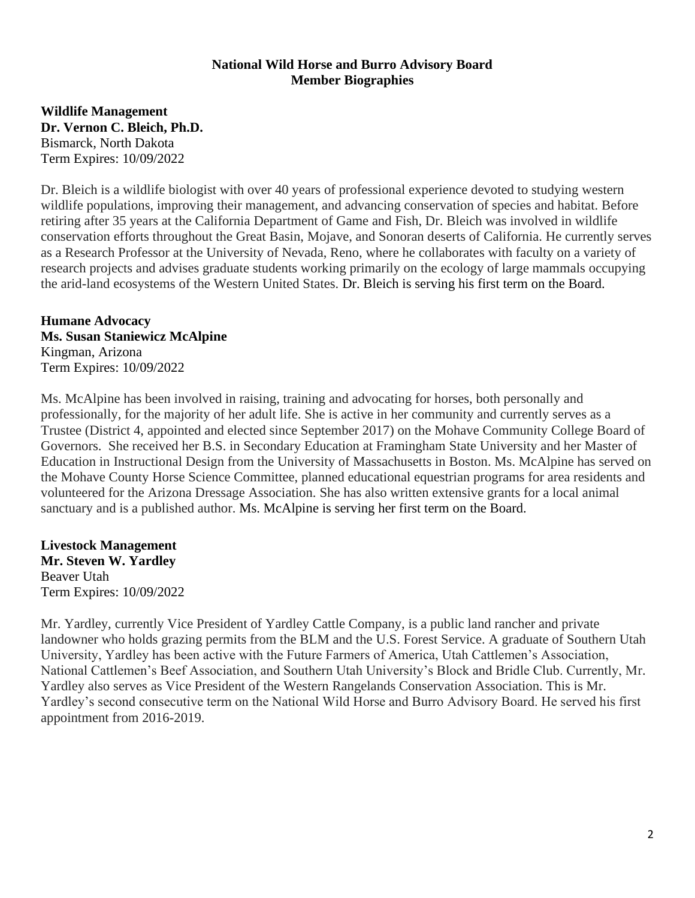# National Wild Horse and Burro Advisory Board
## Member Biographies

**Wildlife Management**
**Dr. Vernon C. Bleich, Ph.D.**
Bismarck, North Dakota
Term Expires: 10/09/2022

Dr. Bleich is a wildlife biologist with over 40 years of professional experience devoted to studying western wildlife populations, improving their management, and advancing conservation of species and habitat. Before retiring after 35 years at the California Department of Game and Fish, Dr. Bleich was involved in wildlife conservation efforts throughout the Great Basin, Mojave, and Sonoran deserts of California. He currently serves as a Research Professor at the University of Nevada, Reno, where he collaborates with faculty on a variety of research projects and advises graduate students working primarily on the ecology of large mammals occupying the arid-land ecosystems of the Western United States. Dr. Bleich is serving his first term on the Board.

**Humane Advocacy**
**Ms. Susan Staniewicz McAlpine**
Kingman, Arizona
Term Expires: 10/09/2022

Ms. McAlpine has been involved in raising, training and advocating for horses, both personally and professionally, for the majority of her adult life. She is active in her community and currently serves as a Trustee (District 4, appointed and elected since September 2017) on the Mohave Community College Board of Governors. She received her B.S. in Secondary Education at Framingham State University and her Master of Education in Instructional Design from the University of Massachusetts in Boston. Ms. McAlpine has served on the Mohave County Horse Science Committee, planned educational equestrian programs for area residents and volunteered for the Arizona Dressage Association. She has also written extensive grants for a local animal sanctuary and is a published author. Ms. McAlpine is serving her first term on the Board.

**Livestock Management**
**Mr. Steven W. Yardley**
Beaver Utah
Term Expires: 10/09/2022

Mr. Yardley, currently Vice President of Yardley Cattle Company, is a public land rancher and private landowner who holds grazing permits from the BLM and the U.S. Forest Service. A graduate of Southern Utah University, Yardley has been active with the Future Farmers of America, Utah Cattlemen's Association, National Cattlemen's Beef Association, and Southern Utah University's Block and Bridle Club. Currently, Mr. Yardley also serves as Vice President of the Western Rangelands Conservation Association. This is Mr. Yardley's second consecutive term on the National Wild Horse and Burro Advisory Board. He served his first appointment from 2016-2019.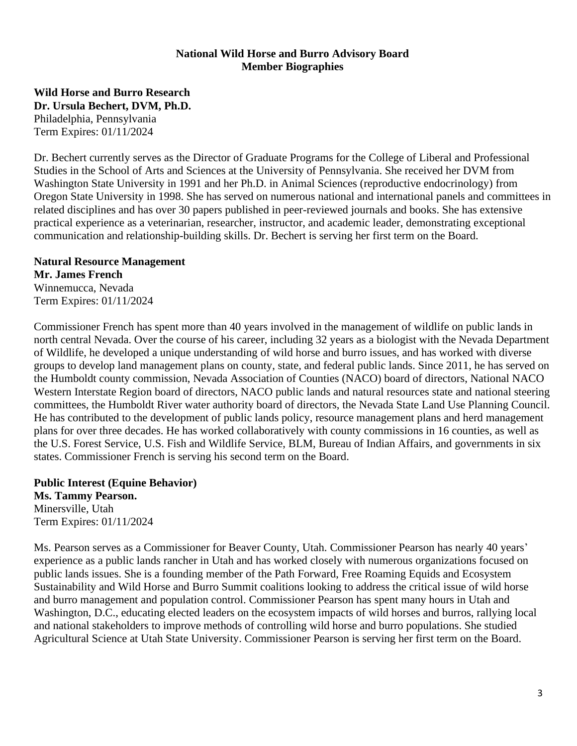**National Wild Horse and Burro Advisory Board**
**Member Biographies**

**Wild Horse and Burro Research**
**Dr. Ursula Bechert, DVM, Ph.D.**
Philadelphia, Pennsylvania
Term Expires: 01/11/2024

Dr. Bechert currently serves as the Director of Graduate Programs for the College of Liberal and Professional Studies in the School of Arts and Sciences at the University of Pennsylvania. She received her DVM from Washington State University in 1991 and her Ph.D. in Animal Sciences (reproductive endocrinology) from Oregon State University in 1998. She has served on numerous national and international panels and committees in related disciplines and has over 30 papers published in peer-reviewed journals and books. She has extensive practical experience as a veterinarian, researcher, instructor, and academic leader, demonstrating exceptional communication and relationship-building skills. Dr. Bechert is serving her first term on the Board.

**Natural Resource Management**
**Mr. James French**
Winnemucca, Nevada
Term Expires: 01/11/2024

Commissioner French has spent more than 40 years involved in the management of wildlife on public lands in north central Nevada. Over the course of his career, including 32 years as a biologist with the Nevada Department of Wildlife, he developed a unique understanding of wild horse and burro issues, and has worked with diverse groups to develop land management plans on county, state, and federal public lands. Since 2011, he has served on the Humboldt county commission, Nevada Association of Counties (NACO) board of directors, National NACO Western Interstate Region board of directors, NACO public lands and natural resources state and national steering committees, the Humboldt River water authority board of directors, the Nevada State Land Use Planning Council. He has contributed to the development of public lands policy, resource management plans and herd management plans for over three decades. He has worked collaboratively with county commissions in 16 counties, as well as the U.S. Forest Service, U.S. Fish and Wildlife Service, BLM, Bureau of Indian Affairs, and governments in six states. Commissioner French is serving his second term on the Board.

**Public Interest (Equine Behavior)**
**Ms. Tammy Pearson.**
Minersville, Utah
Term Expires: 01/11/2024

Ms. Pearson serves as a Commissioner for Beaver County, Utah. Commissioner Pearson has nearly 40 years' experience as a public lands rancher in Utah and has worked closely with numerous organizations focused on public lands issues. She is a founding member of the Path Forward, Free Roaming Equids and Ecosystem Sustainability and Wild Horse and Burro Summit coalitions looking to address the critical issue of wild horse and burro management and population control. Commissioner Pearson has spent many hours in Utah and Washington, D.C., educating elected leaders on the ecosystem impacts of wild horses and burros, rallying local and national stakeholders to improve methods of controlling wild horse and burro populations. She studied Agricultural Science at Utah State University. Commissioner Pearson is serving her first term on the Board.